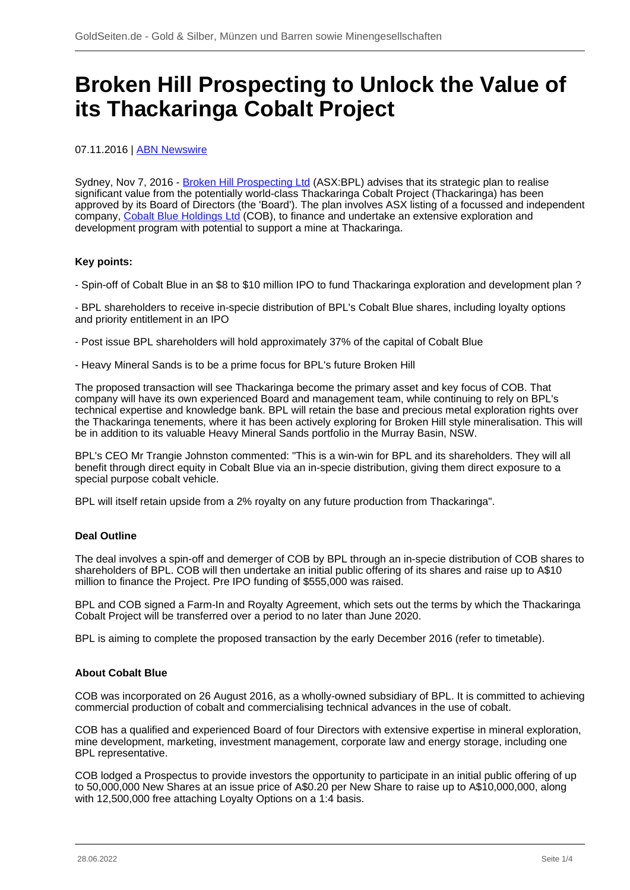# Broken Hill Prospecting to Unlock the Value of its Thackaringa Cobalt Project

07.11.2016 | ABN Newswire

Sydney, Nov 7, 2016 - Broken Hill Prospecting Ltd (ASX:BPL) advises that its strategic plan to realise significant value from the potentially world-class Thackaringa Cobalt Project (Thackaringa) has been approved by its Board of Directors (the 'Board'). The plan involves ASX listing of a focussed and independent company, Cobalt Blue Holdings Ltd (COB), to finance and undertake an extensive exploration and development program with potential to support a mine at Thackaringa.

**Key points:**

- Spin-off of Cobalt Blue in an $8 to $10 million IPO to fund Thackaringa exploration and development plan ?

- BPL shareholders to receive in-specie distribution of BPL's Cobalt Blue shares, including loyalty options and priority entitlement in an IPO

- Post issue BPL shareholders will hold approximately 37% of the capital of Cobalt Blue

- Heavy Mineral Sands is to be a prime focus for BPL's future Broken Hill

The proposed transaction will see Thackaringa become the primary asset and key focus of COB. That company will have its own experienced Board and management team, while continuing to rely on BPL's technical expertise and knowledge bank. BPL will retain the base and precious metal exploration rights over the Thackaringa tenements, where it has been actively exploring for Broken Hill style mineralisation. This will be in addition to its valuable Heavy Mineral Sands portfolio in the Murray Basin, NSW.

BPL's CEO Mr Trangie Johnston commented: "This is a win-win for BPL and its shareholders. They will all benefit through direct equity in Cobalt Blue via an in-specie distribution, giving them direct exposure to a special purpose cobalt vehicle.

BPL will itself retain upside from a 2% royalty on any future production from Thackaringa".

**Deal Outline**

The deal involves a spin-off and demerger of COB by BPL through an in-specie distribution of COB shares to shareholders of BPL. COB will then undertake an initial public offering of its shares and raise up to A$10 million to finance the Project. Pre IPO funding of $555,000 was raised.

BPL and COB signed a Farm-In and Royalty Agreement, which sets out the terms by which the Thackaringa Cobalt Project will be transferred over a period to no later than June 2020.

BPL is aiming to complete the proposed transaction by the early December 2016 (refer to timetable).

**About Cobalt Blue**

COB was incorporated on 26 August 2016, as a wholly-owned subsidiary of BPL. It is committed to achieving commercial production of cobalt and commercialising technical advances in the use of cobalt.

COB has a qualified and experienced Board of four Directors with extensive expertise in mineral exploration, mine development, marketing, investment management, corporate law and energy storage, including one BPL representative.

COB lodged a Prospectus to provide investors the opportunity to participate in an initial public offering of up to 50,000,000 New Shares at an issue price of A$0.20 per New Share to raise up to A$10,000,000, along with 12,500,000 free attaching Loyalty Options on a 1:4 basis.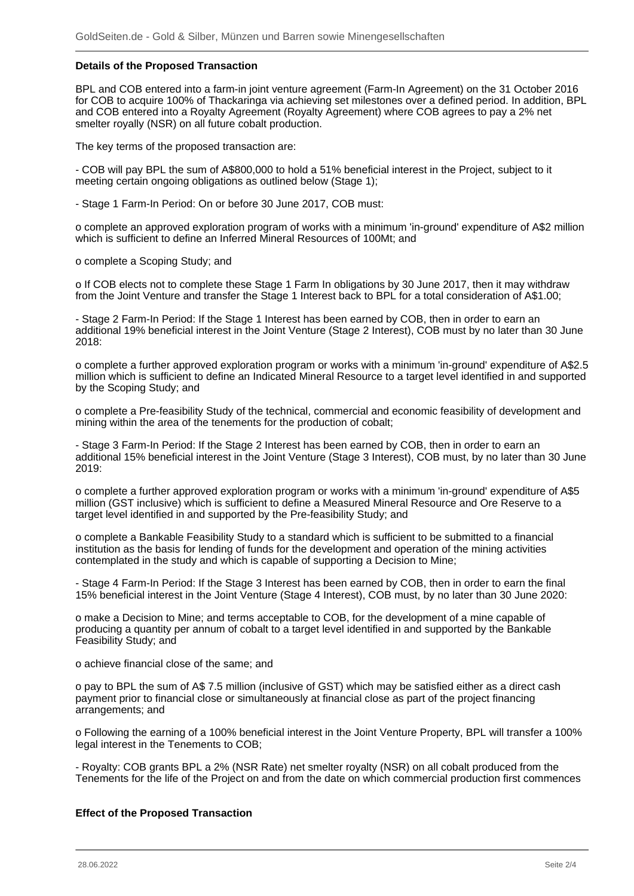**Details of the Proposed Transaction**

BPL and COB entered into a farm-in joint venture agreement (Farm-In Agreement) on the 31 October 2016 for COB to acquire 100% of Thackaringa via achieving set milestones over a defined period. In addition, BPL and COB entered into a Royalty Agreement (Royalty Agreement) where COB agrees to pay a 2% net smelter royally (NSR) on all future cobalt production.

The key terms of the proposed transaction are:

- COB will pay BPL the sum of A$800,000 to hold a 51% beneficial interest in the Project, subject to it meeting certain ongoing obligations as outlined below (Stage 1);

- Stage 1 Farm-In Period: On or before 30 June 2017, COB must:

o complete an approved exploration program of works with a minimum 'in-ground' expenditure of A$2 million which is sufficient to define an Inferred Mineral Resources of 100Mt; and

o complete a Scoping Study; and

o If COB elects not to complete these Stage 1 Farm In obligations by 30 June 2017, then it may withdraw from the Joint Venture and transfer the Stage 1 Interest back to BPL for a total consideration of A$1.00;

- Stage 2 Farm-In Period: If the Stage 1 Interest has been earned by COB, then in order to earn an additional 19% beneficial interest in the Joint Venture (Stage 2 Interest), COB must by no later than 30 June 2018:

o complete a further approved exploration program or works with a minimum 'in-ground' expenditure of A$2.5 million which is sufficient to define an Indicated Mineral Resource to a target level identified in and supported by the Scoping Study; and

o complete a Pre-feasibility Study of the technical, commercial and economic feasibility of development and mining within the area of the tenements for the production of cobalt;

- Stage 3 Farm-In Period: If the Stage 2 Interest has been earned by COB, then in order to earn an additional 15% beneficial interest in the Joint Venture (Stage 3 Interest), COB must, by no later than 30 June 2019:

o complete a further approved exploration program or works with a minimum 'in-ground' expenditure of A$5 million (GST inclusive) which is sufficient to define a Measured Mineral Resource and Ore Reserve to a target level identified in and supported by the Pre-feasibility Study; and

o complete a Bankable Feasibility Study to a standard which is sufficient to be submitted to a financial institution as the basis for lending of funds for the development and operation of the mining activities contemplated in the study and which is capable of supporting a Decision to Mine;

- Stage 4 Farm-In Period: If the Stage 3 Interest has been earned by COB, then in order to earn the final 15% beneficial interest in the Joint Venture (Stage 4 Interest), COB must, by no later than 30 June 2020:

o make a Decision to Mine; and terms acceptable to COB, for the development of a mine capable of producing a quantity per annum of cobalt to a target level identified in and supported by the Bankable Feasibility Study; and

o achieve financial close of the same; and

o pay to BPL the sum of A$ 7.5 million (inclusive of GST) which may be satisfied either as a direct cash payment prior to financial close or simultaneously at financial close as part of the project financing arrangements; and

o Following the earning of a 100% beneficial interest in the Joint Venture Property, BPL will transfer a 100% legal interest in the Tenements to COB;

- Royalty: COB grants BPL a 2% (NSR Rate) net smelter royalty (NSR) on all cobalt produced from the Tenements for the life of the Project on and from the date on which commercial production first commences

**Effect of the Proposed Transaction**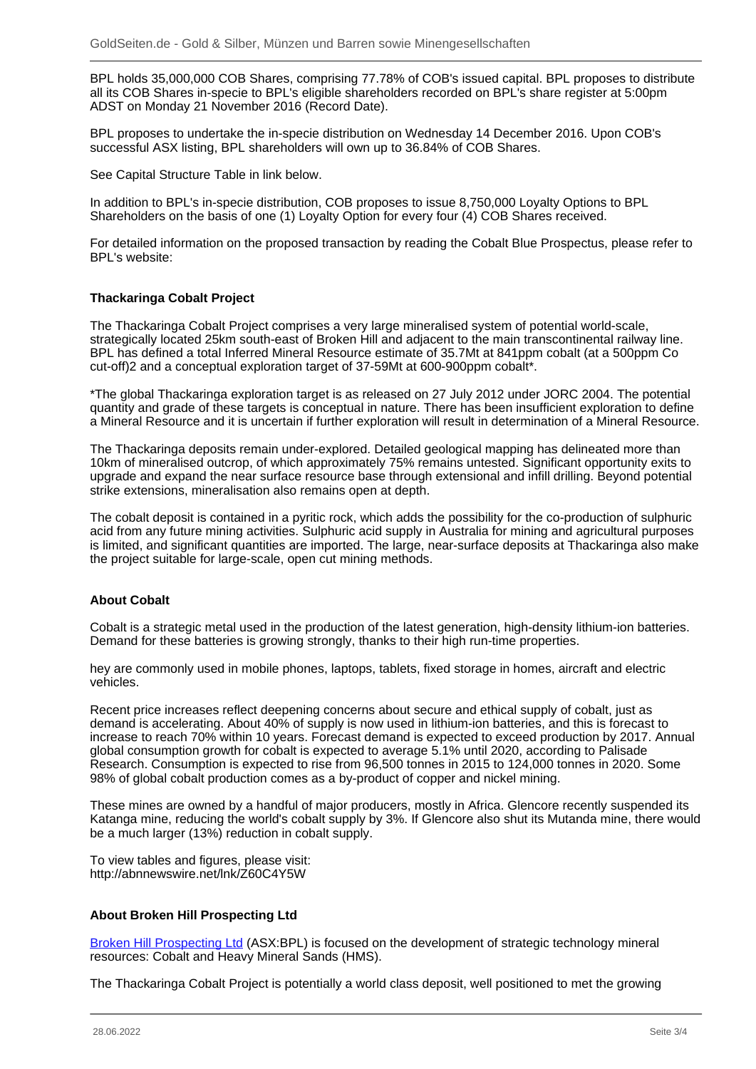BPL holds 35,000,000 COB Shares, comprising 77.78% of COB's issued capital. BPL proposes to distribute all its COB Shares in-specie to BPL's eligible shareholders recorded on BPL's share register at 5:00pm ADST on Monday 21 November 2016 (Record Date).

BPL proposes to undertake the in-specie distribution on Wednesday 14 December 2016. Upon COB's successful ASX listing, BPL shareholders will own up to 36.84% of COB Shares.

See Capital Structure Table in link below.

In addition to BPL's in-specie distribution, COB proposes to issue 8,750,000 Loyalty Options to BPL Shareholders on the basis of one (1) Loyalty Option for every four (4) COB Shares received.

For detailed information on the proposed transaction by reading the Cobalt Blue Prospectus, please refer to BPL's website:

**Thackaringa Cobalt Project**

The Thackaringa Cobalt Project comprises a very large mineralised system of potential world-scale, strategically located 25km south-east of Broken Hill and adjacent to the main transcontinental railway line. BPL has defined a total Inferred Mineral Resource estimate of 35.7Mt at 841ppm cobalt (at a 500ppm Co cut-off)2 and a conceptual exploration target of 37-59Mt at 600-900ppm cobalt*.

*The global Thackaringa exploration target is as released on 27 July 2012 under JORC 2004. The potential quantity and grade of these targets is conceptual in nature. There has been insufficient exploration to define a Mineral Resource and it is uncertain if further exploration will result in determination of a Mineral Resource.

The Thackaringa deposits remain under-explored. Detailed geological mapping has delineated more than 10km of mineralised outcrop, of which approximately 75% remains untested. Significant opportunity exits to upgrade and expand the near surface resource base through extensional and infill drilling. Beyond potential strike extensions, mineralisation also remains open at depth.

The cobalt deposit is contained in a pyritic rock, which adds the possibility for the co-production of sulphuric acid from any future mining activities. Sulphuric acid supply in Australia for mining and agricultural purposes is limited, and significant quantities are imported. The large, near-surface deposits at Thackaringa also make the project suitable for large-scale, open cut mining methods.

**About Cobalt**

Cobalt is a strategic metal used in the production of the latest generation, high-density lithium-ion batteries. Demand for these batteries is growing strongly, thanks to their high run-time properties.

hey are commonly used in mobile phones, laptops, tablets, fixed storage in homes, aircraft and electric vehicles.

Recent price increases reflect deepening concerns about secure and ethical supply of cobalt, just as demand is accelerating. About 40% of supply is now used in lithium-ion batteries, and this is forecast to increase to reach 70% within 10 years. Forecast demand is expected to exceed production by 2017. Annual global consumption growth for cobalt is expected to average 5.1% until 2020, according to Palisade Research. Consumption is expected to rise from 96,500 tonnes in 2015 to 124,000 tonnes in 2020. Some 98% of global cobalt production comes as a by-product of copper and nickel mining.

These mines are owned by a handful of major producers, mostly in Africa. Glencore recently suspended its Katanga mine, reducing the world's cobalt supply by 3%. If Glencore also shut its Mutanda mine, there would be a much larger (13%) reduction in cobalt supply.

To view tables and figures, please visit:
http://abnnewswire.net/lnk/Z60C4Y5W

**About Broken Hill Prospecting Ltd**

Broken Hill Prospecting Ltd (ASX:BPL) is focused on the development of strategic technology mineral resources: Cobalt and Heavy Mineral Sands (HMS).

The Thackaringa Cobalt Project is potentially a world class deposit, well positioned to met the growing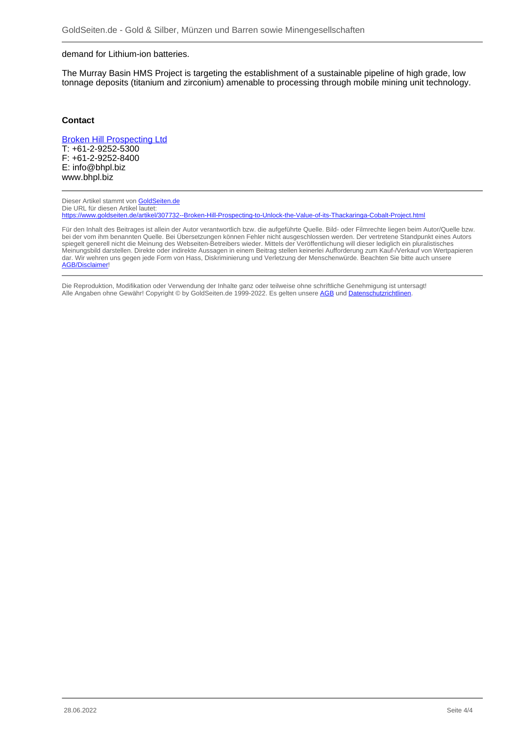demand for Lithium-ion batteries.

The Murray Basin HMS Project is targeting the establishment of a sustainable pipeline of high grade, low tonnage deposits (titanium and zirconium) amenable to processing through mobile mining unit technology.

### Contact

Broken Hill Prospecting Ltd
T: +61-2-9252-5300
F: +61-2-9252-8400
E: info@bhpl.biz
www.bhpl.biz

---

Dieser Artikel stammt von GoldSeiten.de
Die URL für diesen Artikel lautet:
https://www.goldseiten.de/artikel/307732--Broken-Hill-Prospecting-to-Unlock-the-Value-of-its-Thackaringa-Cobalt-Project.html

Für den Inhalt des Beitrages ist allein der Autor verantwortlich bzw. die aufgeführte Quelle. Bild- oder Filmrechte liegen beim Autor/Quelle bzw. bei der vom ihm benannten Quelle. Bei Übersetzungen können Fehler nicht ausgeschlossen werden. Der vertretene Standpunkt eines Autors spiegelt generell nicht die Meinung des Webseiten-Betreibers wieder. Mittels der Veröffentlichung will dieser lediglich ein pluralistisches Meinungsbild darstellen. Direkte oder indirekte Aussagen in einem Beitrag stellen keinerlei Aufforderung zum Kauf-/Verkauf von Wertpapieren dar. Wir wehren uns gegen jede Form von Hass, Diskriminierung und Verletzung der Menschenwürde. Beachten Sie bitte auch unsere AGB/Disclaimer!

---

Die Reproduktion, Modifikation oder Verwendung der Inhalte ganz oder teilweise ohne schriftliche Genehmigung ist untersagt!
Alle Angaben ohne Gewähr! Copyright © by GoldSeiten.de 1999-2022. Es gelten unsere AGB und Datenschutzrichtlinen.